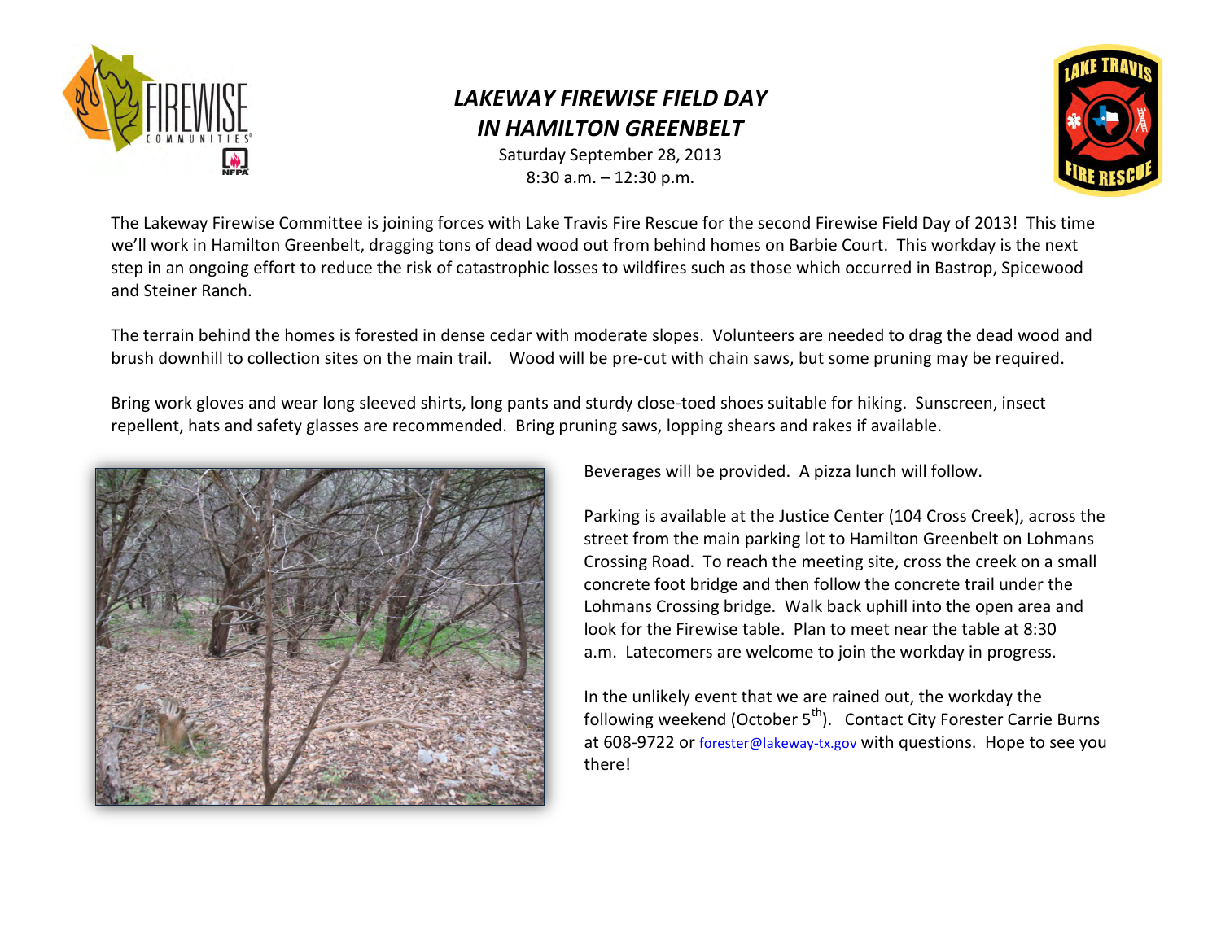# *LAKEWAY FIREWISE FIELD DAY*
# *IN HAMILTON GREENBELT*

Saturday September 28, 2013
8:30 a.m. – 12:30 p.m.

The Lakeway Firewise Committee is joining forces with Lake Travis Fire Rescue for the second Firewise Field Day of 2013! This time we'll work in Hamilton Greenbelt, dragging tons of dead wood out from behind homes on Barbie Court. This workday is the next step in an ongoing effort to reduce the risk of catastrophic losses to wildfires such as those which occurred in Bastrop, Spicewood and Steiner Ranch.

The terrain behind the homes is forested in dense cedar with moderate slopes. Volunteers are needed to drag the dead wood and brush downhill to collection sites on the main trail. Wood will be pre-cut with chain saws, but some pruning may be required.

Bring work gloves and wear long sleeved shirts, long pants and sturdy close-toed shoes suitable for hiking. Sunscreen, insect repellent, hats and safety glasses are recommended. Bring pruning saws, lopping shears and rakes if available.

Beverages will be provided. A pizza lunch will follow.

Parking is available at the Justice Center (104 Cross Creek), across the street from the main parking lot to Hamilton Greenbelt on Lohmans Crossing Road. To reach the meeting site, cross the creek on a small concrete foot bridge and then follow the concrete trail under the Lohmans Crossing bridge. Walk back uphill into the open area and look for the Firewise table. Plan to meet near the table at 8:30 a.m. Latecomers are welcome to join the workday in progress.

In the unlikely event that we are rained out, the workday the following weekend (October 5th). Contact City Forester Carrie Burns at 608-9722 or forester@lakeway-tx.gov with questions. Hope to see you there!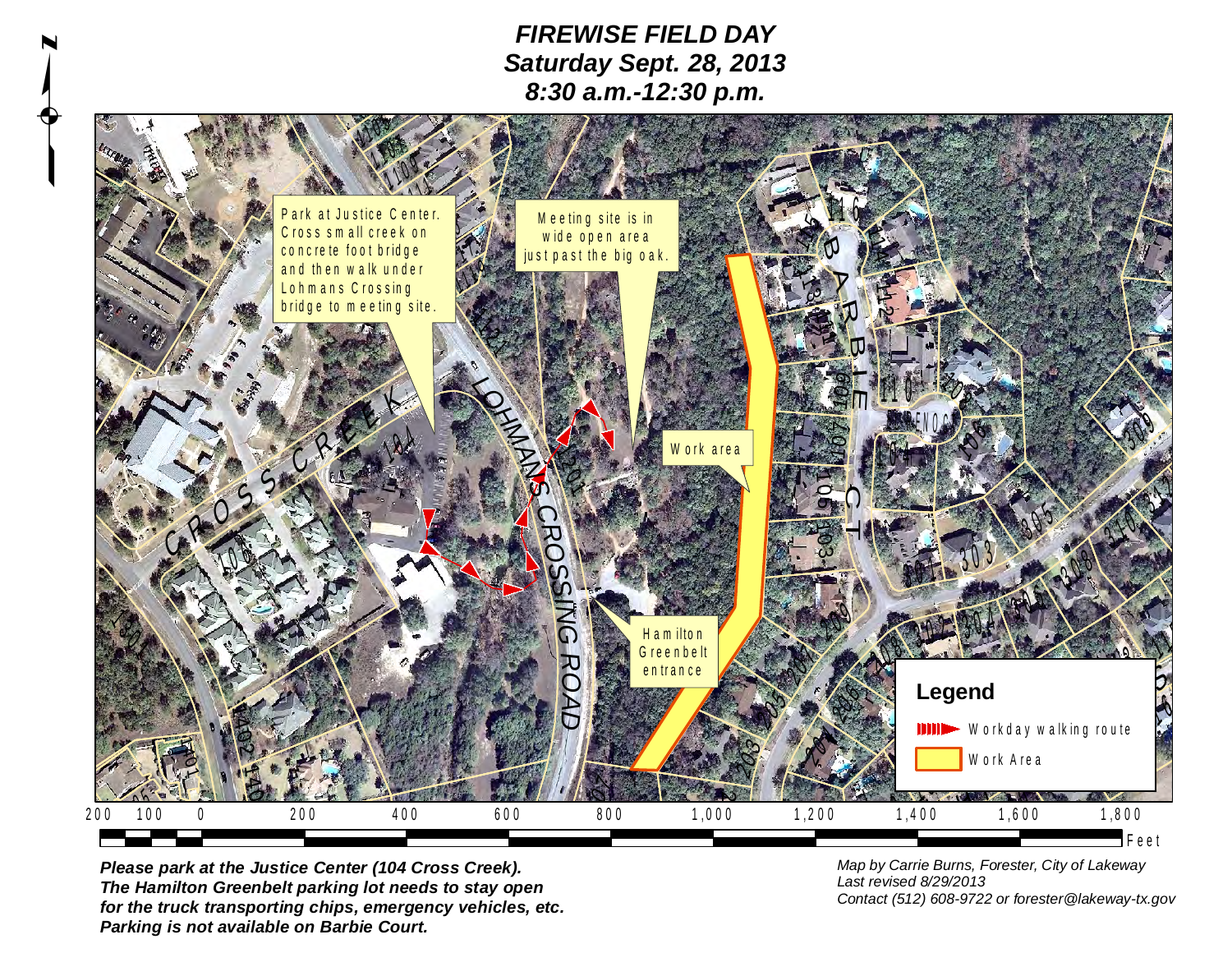# FIREWISE FIELD DAY

## Saturday Sept. 28, 2013

## 8:30 a.m.-12:30 p.m.

Park at Justice Center. Cross small creek on concrete foot bridge and then walk under Lohmans Crossing bridge to meeting site.

Meeting site is in wide open area just past the big oak.

Work area

Hamilton Greenbelt entrance

CROSS CREEK

LOHMANS CROSSING ROAD

BARBIE CT

**Legend**

Workday walking route

Work Area

200 100 0 200 400 600 800 1,000 1,200 1,400 1,600 1,800

Feet

***Please park at the Justice Center (104 Cross Creek).***
***The Hamilton Greenbelt parking lot needs to stay open for the truck transporting chips, emergency vehicles, etc.***
***Parking is not available on Barbie Court.***

*Map by Carrie Burns, Forester, City of Lakeway*
*Last revised 8/29/2013*
*Contact (512) 608-9722 or forester@lakeway-tx.gov*